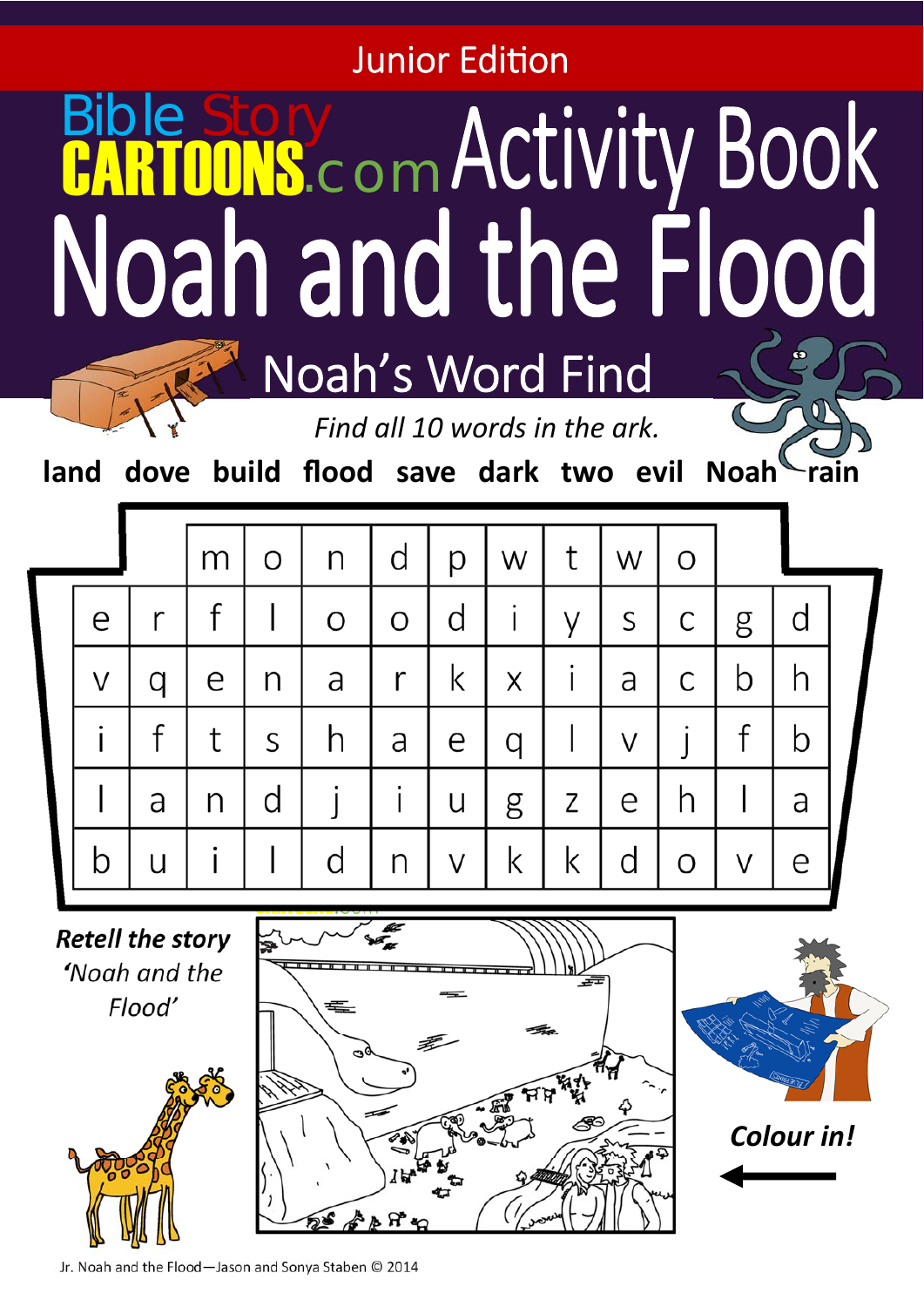Junior Edition

# BibleStoryCARTOONS.com Activity Book

# Noah and the Flood

## Noah's Word Find

*Find all 10 words in the ark.*

**land dove build flood save dark two evil Noah rain**

| | | | | | | | | | | | | |
|---|---|---|---|---|---|---|---|---|---|---|---|---|
| | | m | o | n | d | p | w | t | w | o | | |
| e | r | f | l | o | o | d | i | y | s | c | g | d |
| v | q | e | n | a | r | k | x | i | a | c | b | h |
| i | f | t | s | h | a | e | q | l | v | j | f | b |
| l | a | n | d | j | i | u | g | z | e | h | l | a |
| b | u | i | l | d | n | v | k | k | d | o | v | e |

***Retell the story 'Noah and the Flood'***

***Colour in!***

Jr. Noah and the Flood—Jason and Sonya Staben © 2014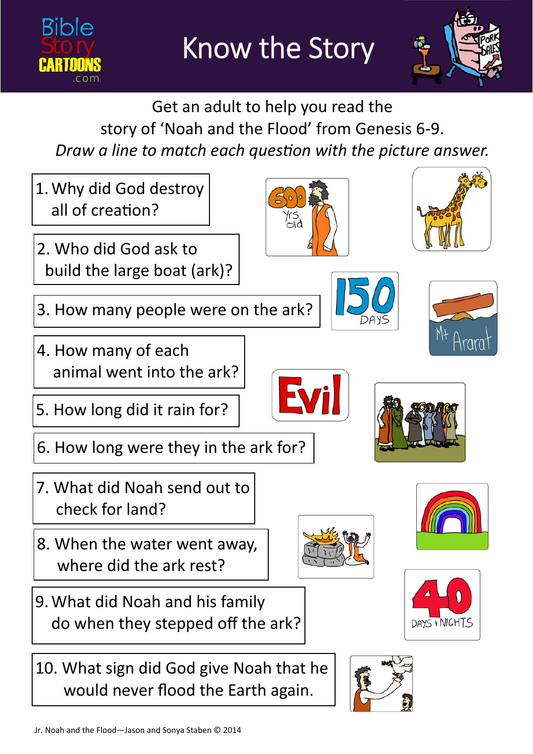# Know the Story

Get an adult to help you read the story of 'Noah and the Flood' from Genesis 6-9.

*Draw a line to match each question with the picture answer.*

1. Why did God destroy all of creation?
2. Who did God ask to build the large boat (ark)?
3. How many people were on the ark?
4. How many of each animal went into the ark?
5. How long did it rain for?
6. How long were they in the ark for?
7. What did Noah send out to check for land?
8. When the water went away, where did the ark rest?
9. What did Noah and his family do when they stepped off the ark?
10. What sign did God give Noah that he would never flood the Earth again.

600 Yrs old

150 DAYS

Mt Ararat

Evil

40 DAYS + NIGHTS

Jr. Noah and the Flood—Jason and Sonya Staben © 2014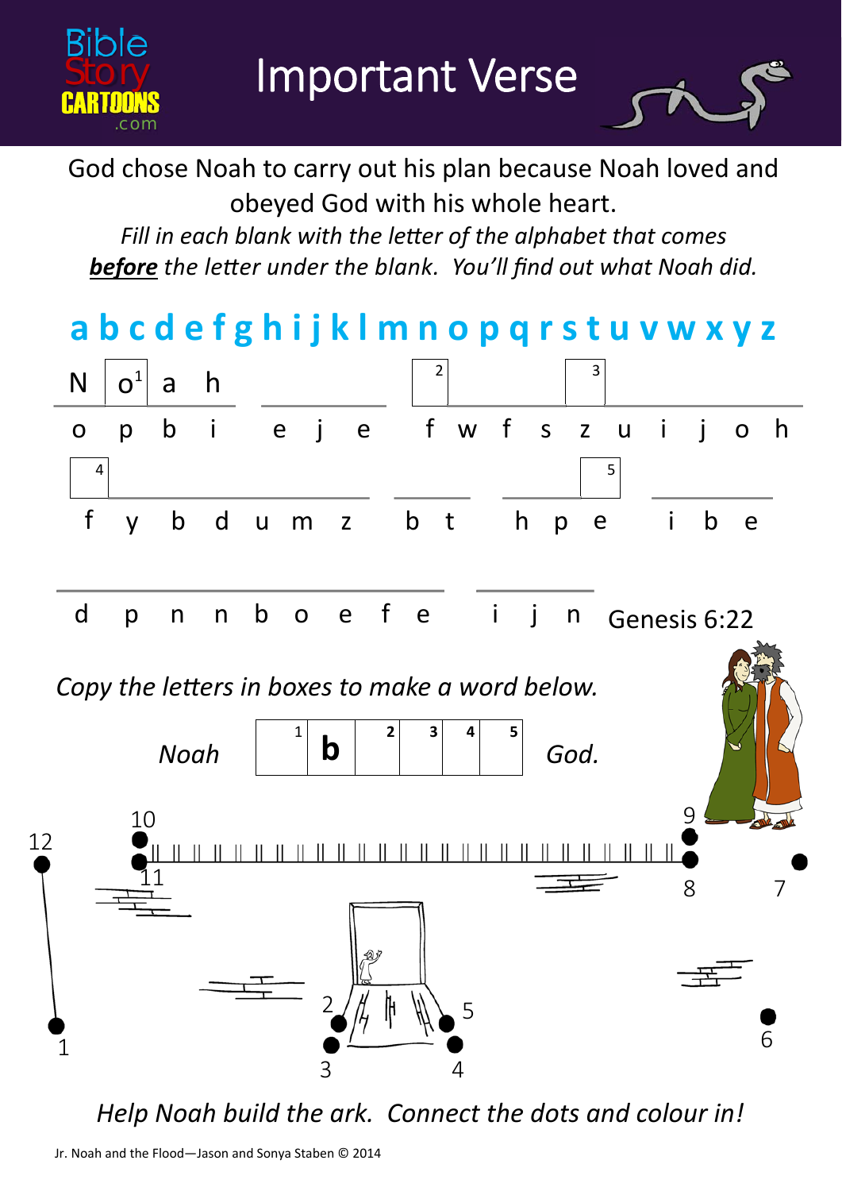# Important Verse

God chose Noah to carry out his plan because Noah loved and obeyed God with his whole heart.

*Fill in each blank with the letter of the alphabet that comes **before** the letter under the blank. You'll find out what Noah did.*

**a b c d e f g h i j k l m n o p q r s t u v w x y z**

N o[1] a h ___ ___ ___ ___[2] ___ ___ ___[3] ___ ___ ___

o p b i   e j e   f w f s z u i j o h

___[4] ___ ___ ___ ___ ___ ___   ___ ___   ___ ___ ___[5]   ___ ___ ___

f y b d u m z   b t   h p e   i b e

___ ___ ___ ___ ___ ___ ___ ___ ___   ___ ___ ___

d p n n b o e f e   i j n   Genesis 6:22

*Copy the letters in boxes to make a word below.*

*Noah* [1] **b** [2] [3] [4] [5] *God.*

*Help Noah build the ark. Connect the dots and colour in!*

Jr. Noah and the Flood—Jason and Sonya Staben © 2014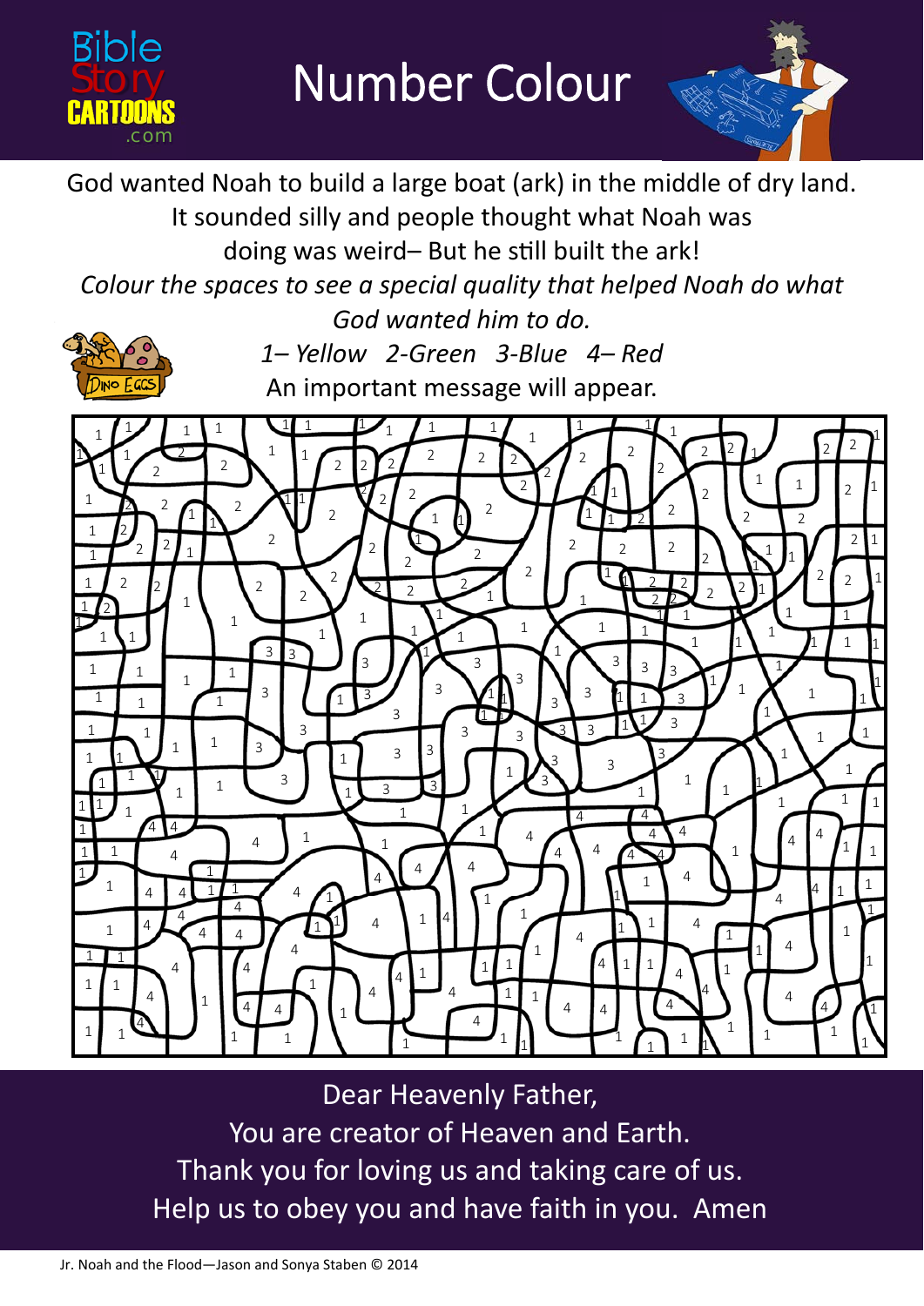# Number Colour

God wanted Noah to build a large boat (ark) in the middle of dry land. It sounded silly and people thought what Noah was doing was weird– But he still built the ark!

*Colour the spaces to see a special quality that helped Noah do what God wanted him to do.*

*1– Yellow   2-Green   3-Blue   4– Red*

An important message will appear.

Dear Heavenly Father,
You are creator of Heaven and Earth.
Thank you for loving us and taking care of us.
Help us to obey you and have faith in you.  Amen

Jr. Noah and the Flood—Jason and Sonya Staben © 2014